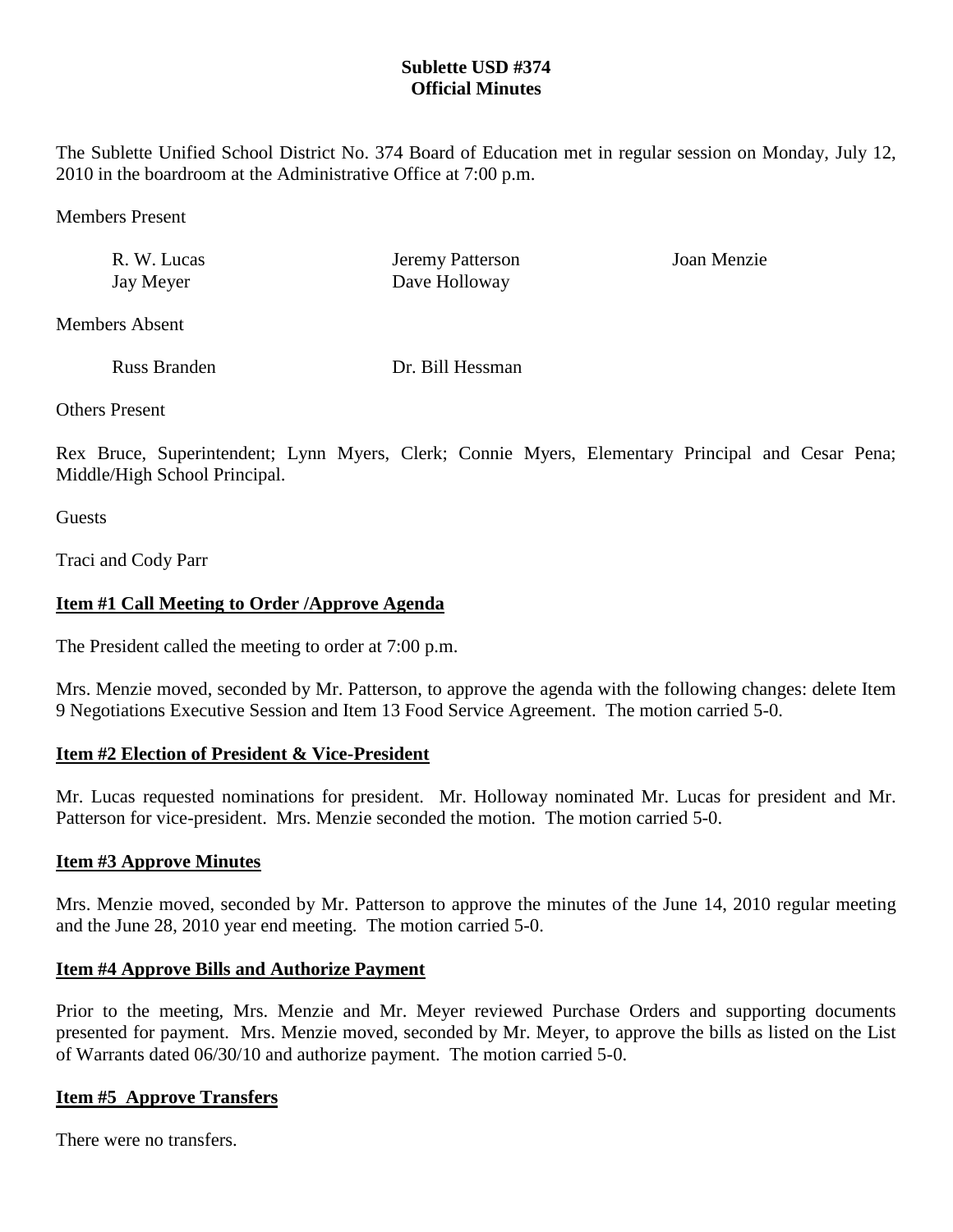# Sublette USD #374
## Official Minutes

The Sublette Unified School District No. 374 Board of Education met in regular session on Monday, July 12, 2010 in the boardroom at the Administrative Office at 7:00 p.m.

Members Present

| | | |
|---|---|---|
| R. W. Lucas | Jeremy Patterson | Joan Menzie |
| Jay Meyer | Dave Holloway | |

Members Absent

| | |
|---|---|
| Russ Branden | Dr. Bill Hessman |

Others Present

Rex Bruce, Superintendent; Lynn Myers, Clerk; Connie Myers, Elementary Principal and Cesar Pena; Middle/High School Principal.

Guests

Traci and Cody Parr

**Item #1 Call Meeting to Order /Approve Agenda**

The President called the meeting to order at 7:00 p.m.

Mrs. Menzie moved, seconded by Mr. Patterson, to approve the agenda with the following changes: delete Item 9 Negotiations Executive Session and Item 13 Food Service Agreement. The motion carried 5-0.

**Item #2 Election of President & Vice-President**

Mr. Lucas requested nominations for president. Mr. Holloway nominated Mr. Lucas for president and Mr. Patterson for vice-president. Mrs. Menzie seconded the motion. The motion carried 5-0.

**Item #3 Approve Minutes**

Mrs. Menzie moved, seconded by Mr. Patterson to approve the minutes of the June 14, 2010 regular meeting and the June 28, 2010 year end meeting. The motion carried 5-0.

**Item #4 Approve Bills and Authorize Payment**

Prior to the meeting, Mrs. Menzie and Mr. Meyer reviewed Purchase Orders and supporting documents presented for payment. Mrs. Menzie moved, seconded by Mr. Meyer, to approve the bills as listed on the List of Warrants dated 06/30/10 and authorize payment. The motion carried 5-0.

**Item #5 Approve Transfers**

There were no transfers.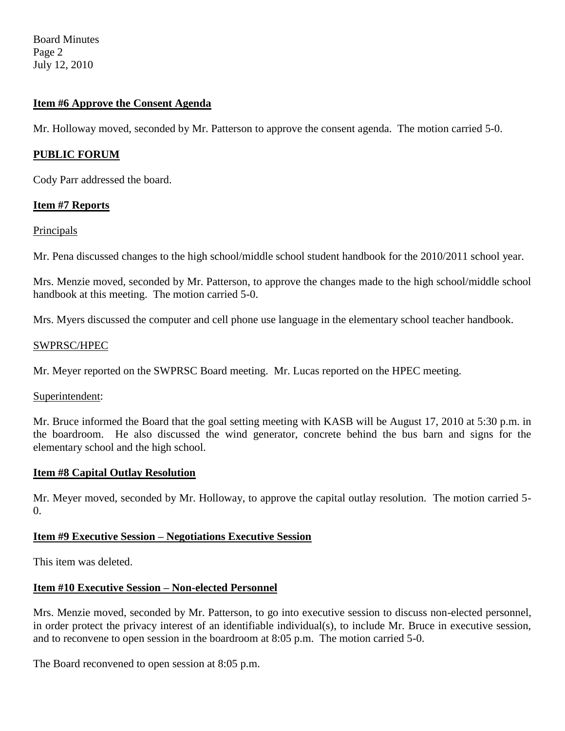**Item #6 Approve the Consent Agenda**

Mr. Holloway moved, seconded by Mr. Patterson to approve the consent agenda. The motion carried 5-0.

**PUBLIC FORUM**

Cody Parr addressed the board.

**Item #7 Reports**

Principals

Mr. Pena discussed changes to the high school/middle school student handbook for the 2010/2011 school year.

Mrs. Menzie moved, seconded by Mr. Patterson, to approve the changes made to the high school/middle school handbook at this meeting. The motion carried 5-0.

Mrs. Myers discussed the computer and cell phone use language in the elementary school teacher handbook.

SWPRSC/HPEC

Mr. Meyer reported on the SWPRSC Board meeting. Mr. Lucas reported on the HPEC meeting.

Superintendent:

Mr. Bruce informed the Board that the goal setting meeting with KASB will be August 17, 2010 at 5:30 p.m. in the boardroom. He also discussed the wind generator, concrete behind the bus barn and signs for the elementary school and the high school.

**Item #8 Capital Outlay Resolution**

Mr. Meyer moved, seconded by Mr. Holloway, to approve the capital outlay resolution. The motion carried 5-0.

**Item #9 Executive Session – Negotiations Executive Session**

This item was deleted.

**Item #10 Executive Session – Non-elected Personnel**

Mrs. Menzie moved, seconded by Mr. Patterson, to go into executive session to discuss non-elected personnel, in order protect the privacy interest of an identifiable individual(s), to include Mr. Bruce in executive session, and to reconvene to open session in the boardroom at 8:05 p.m. The motion carried 5-0.

The Board reconvened to open session at 8:05 p.m.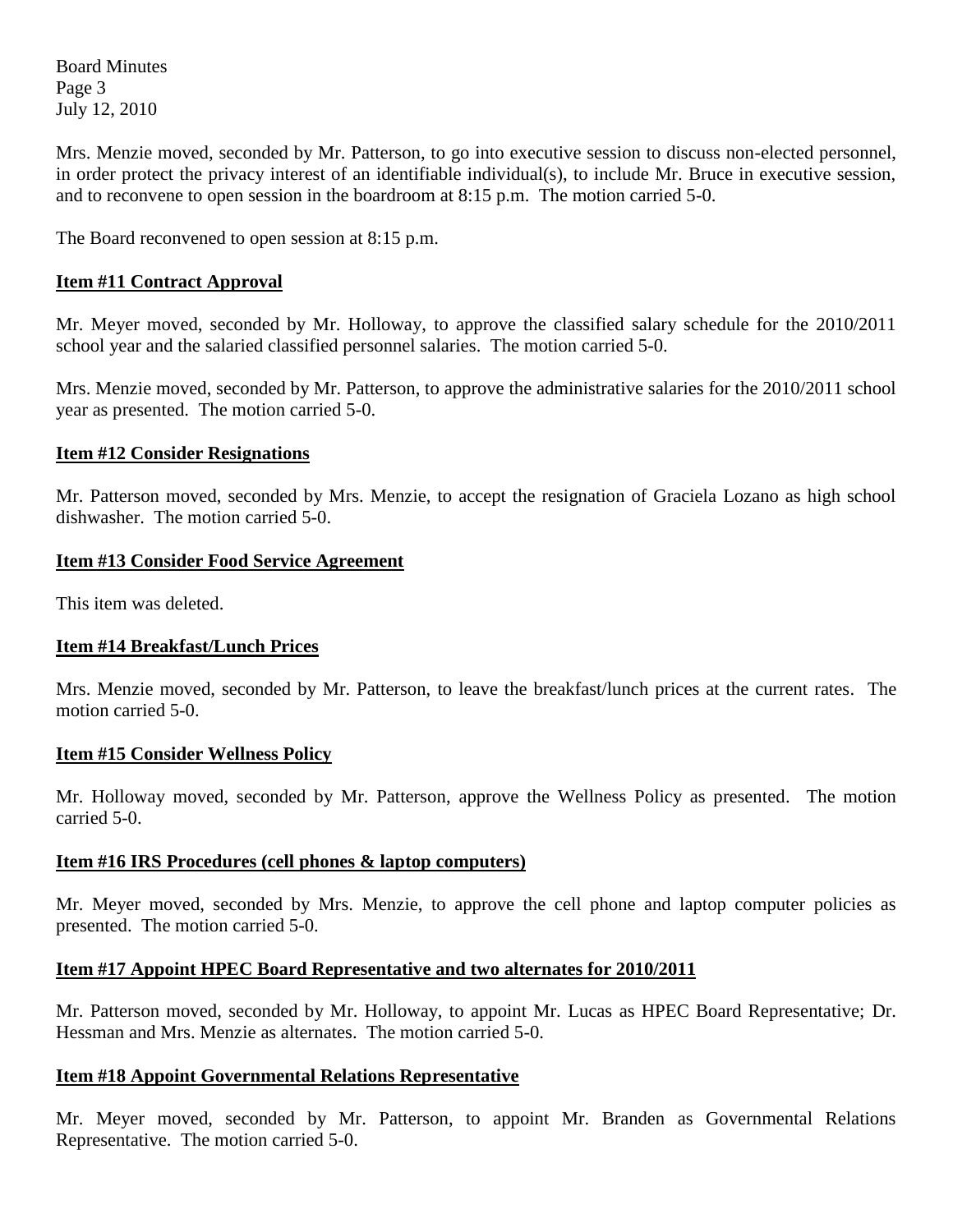Mrs. Menzie moved, seconded by Mr. Patterson, to go into executive session to discuss non-elected personnel, in order protect the privacy interest of an identifiable individual(s), to include Mr. Bruce in executive session, and to reconvene to open session in the boardroom at 8:15 p.m. The motion carried 5-0.

The Board reconvened to open session at 8:15 p.m.

**Item #11 Contract Approval**

Mr. Meyer moved, seconded by Mr. Holloway, to approve the classified salary schedule for the 2010/2011 school year and the salaried classified personnel salaries. The motion carried 5-0.

Mrs. Menzie moved, seconded by Mr. Patterson, to approve the administrative salaries for the 2010/2011 school year as presented. The motion carried 5-0.

**Item #12 Consider Resignations**

Mr. Patterson moved, seconded by Mrs. Menzie, to accept the resignation of Graciela Lozano as high school dishwasher. The motion carried 5-0.

**Item #13 Consider Food Service Agreement**

This item was deleted.

**Item #14 Breakfast/Lunch Prices**

Mrs. Menzie moved, seconded by Mr. Patterson, to leave the breakfast/lunch prices at the current rates. The motion carried 5-0.

**Item #15 Consider Wellness Policy**

Mr. Holloway moved, seconded by Mr. Patterson, approve the Wellness Policy as presented. The motion carried 5-0.

**Item #16 IRS Procedures (cell phones & laptop computers)**

Mr. Meyer moved, seconded by Mrs. Menzie, to approve the cell phone and laptop computer policies as presented. The motion carried 5-0.

**Item #17 Appoint HPEC Board Representative and two alternates for 2010/2011**

Mr. Patterson moved, seconded by Mr. Holloway, to appoint Mr. Lucas as HPEC Board Representative; Dr. Hessman and Mrs. Menzie as alternates. The motion carried 5-0.

**Item #18 Appoint Governmental Relations Representative**

Mr. Meyer moved, seconded by Mr. Patterson, to appoint Mr. Branden as Governmental Relations Representative. The motion carried 5-0.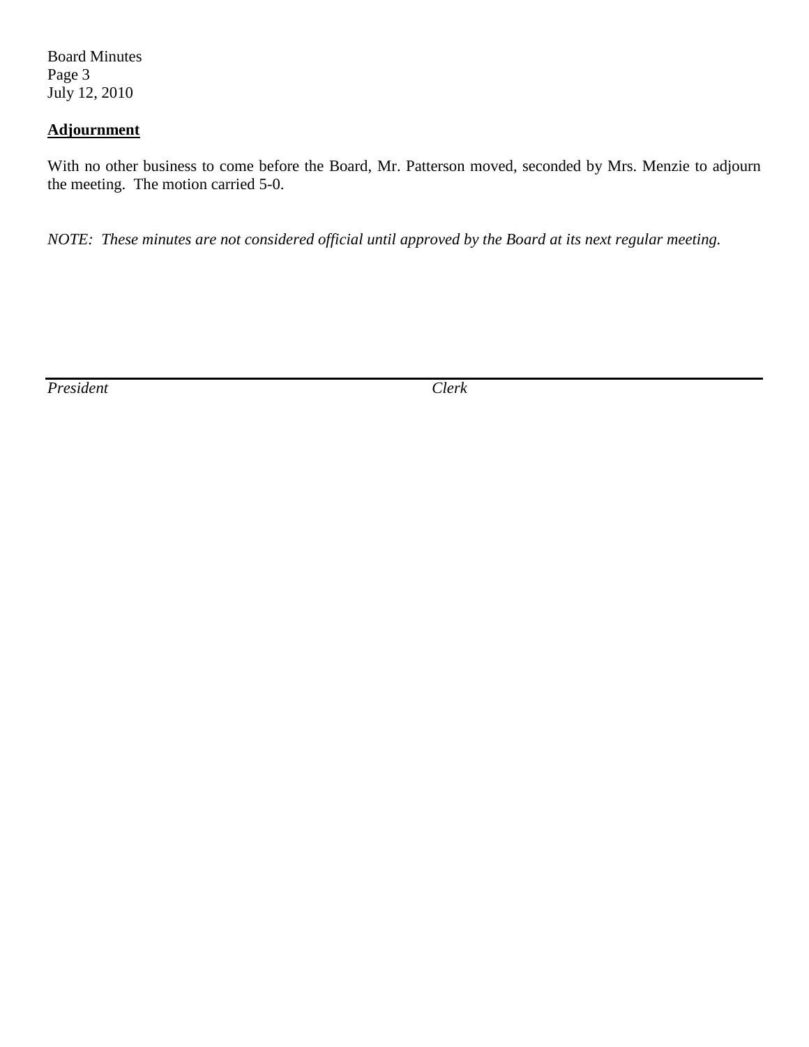## Adjournment

With no other business to come before the Board, Mr. Patterson moved, seconded by Mrs. Menzie to adjourn the meeting. The motion carried 5-0.

*NOTE: These minutes are not considered official until approved by the Board at its next regular meeting.*

*President* *Clerk*